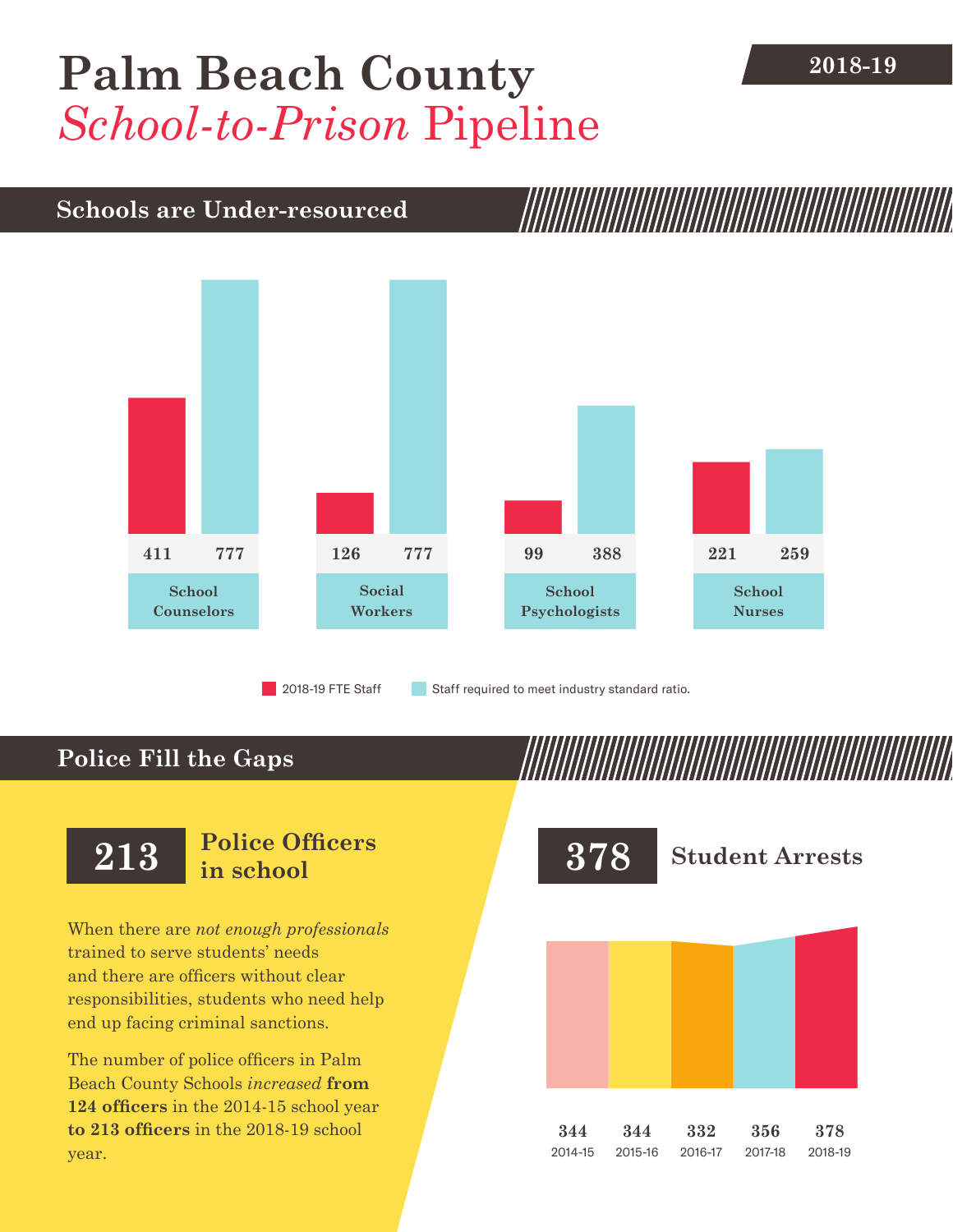# Palm Beach County *School-to-Prison* Pipeline

2018-19

## Schools are Under-resourced

| | 2018-19 FTE Staff | Staff required to meet industry standard ratio. |
|---|---|---|
| School Counselors | 411 | 777 |
| Social Workers | 126 | 777 |
| School Psychologists | 99 | 388 |
| School Nurses | 221 | 259 |

## Police Fill the Gaps

**213** **Police Officers in school**

When there are *not enough professionals* trained to serve students' needs and there are officers without clear responsibilities, students who need help end up facing criminal sanctions.

The number of police officers in Palm Beach County Schools *increased* **from 124 officers** in the 2014-15 school year **to 213 officers** in the 2018-19 school year.

**378** **Student Arrests**

| 2014-15 | 2015-16 | 2016-17 | 2017-18 | 2018-19 |
|---|---|---|---|---|
| 344 | 344 | 332 | 356 | 378 |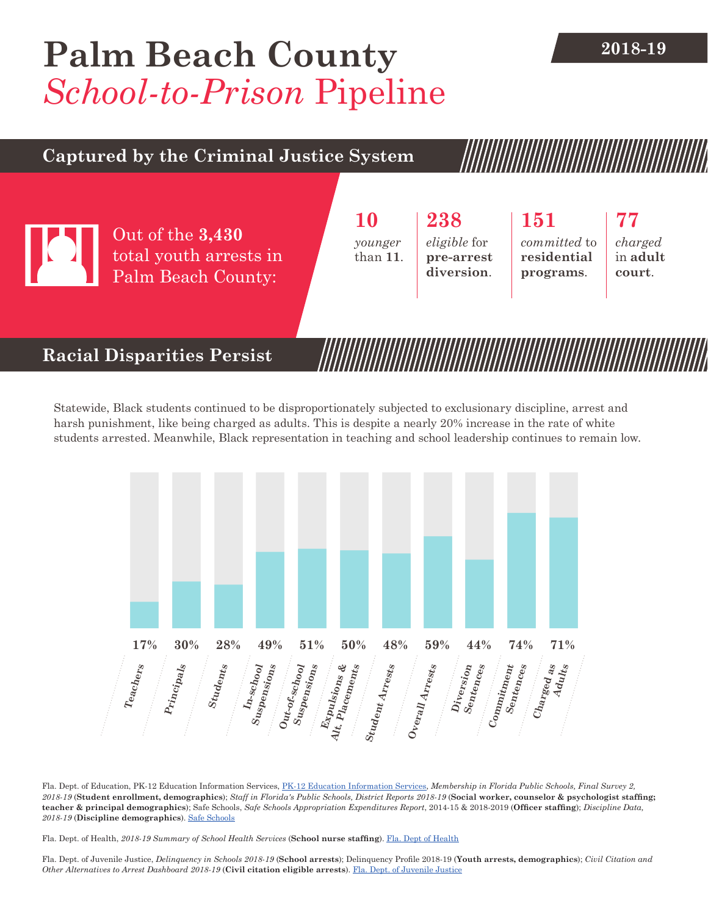# Palm Beach County *School-to-Prison* Pipeline

2018-19

## Captured by the Criminal Justice System

Out of the **3,430** total youth arrests in Palm Beach County:

**10** *younger* than **11**.

**238** *eligible* for **pre-arrest diversion**.

**151** *committed* to **residential programs**.

**77** *charged* in **adult court**.

## Racial Disparities Persist

Statewide, Black students continued to be disproportionately subjected to exclusionary discipline, arrest and harsh punishment, like being charged as adults. This is despite a nearly 20% increase in the rate of white students arrested. Meanwhile, Black representation in teaching and school leadership continues to remain low.

17% Teachers
30% Principals
28% Students
49% In-school Suspensions
51% Out-of-school Suspensions
50% Expulsions & Alt. Placements
48% Student Arrests
59% Overall Arrests
44% Diversion Sentences
74% Commitment Sentences
71% Charged as Adults

Fla. Dept. of Education, PK-12 Education Information Services, PK-12 Education Information Services, *Membership in Florida Public Schools, Final Survey 2, 2018-19* (**Student enrollment, demographics**); *Staff in Florida's Public Schools, District Reports 2018-19* (**Social worker, counselor & psychologist staffing; teacher & principal demographics**); Safe Schools, *Safe Schools Appropriation Expenditures Report*, 2014-15 & 2018-2019 (**Officer staffing**); *Discipline Data, 2018-19* (**Discipline demographics**). Safe Schools

Fla. Dept. of Health, *2018-19 Summary of School Health Services* (**School nurse staffing**). Fla. Dept of Health

Fla. Dept. of Juvenile Justice, *Delinquency in Schools 2018-19* (**School arrests**); Delinquency Profile 2018-19 (**Youth arrests, demographics**); *Civil Citation and Other Alternatives to Arrest Dashboard 2018-19* (**Civil citation eligible arrests**). Fla. Dept. of Juvenile Justice